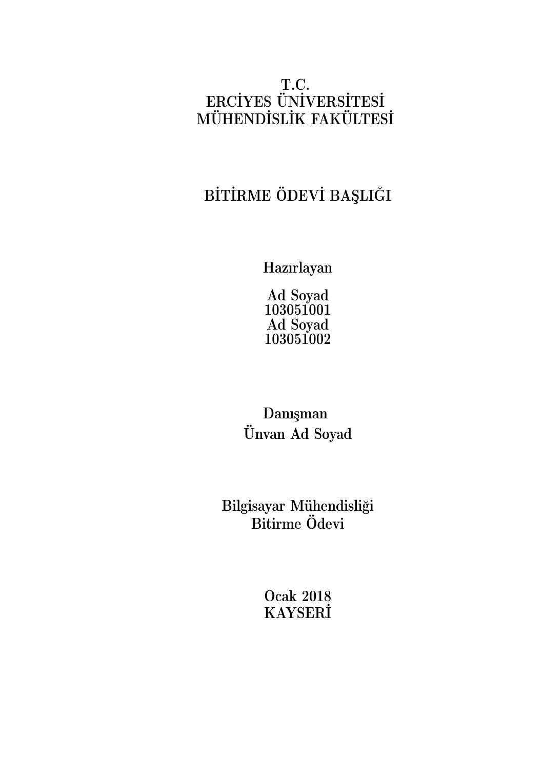T.C.
ERCİYES ÜNİVERSİTESİ
MÜHENDİSLİK FAKÜLTESİ

# BİTİRME ÖDEVİ BAŞLIĞI

Hazırlayan

Ad Soyad
103051001
Ad Soyad
103051002

Danışman

Ünvan Ad Soyad

Bilgisayar Mühendisliği
Bitirme Ödevi

Ocak 2018
KAYSERİ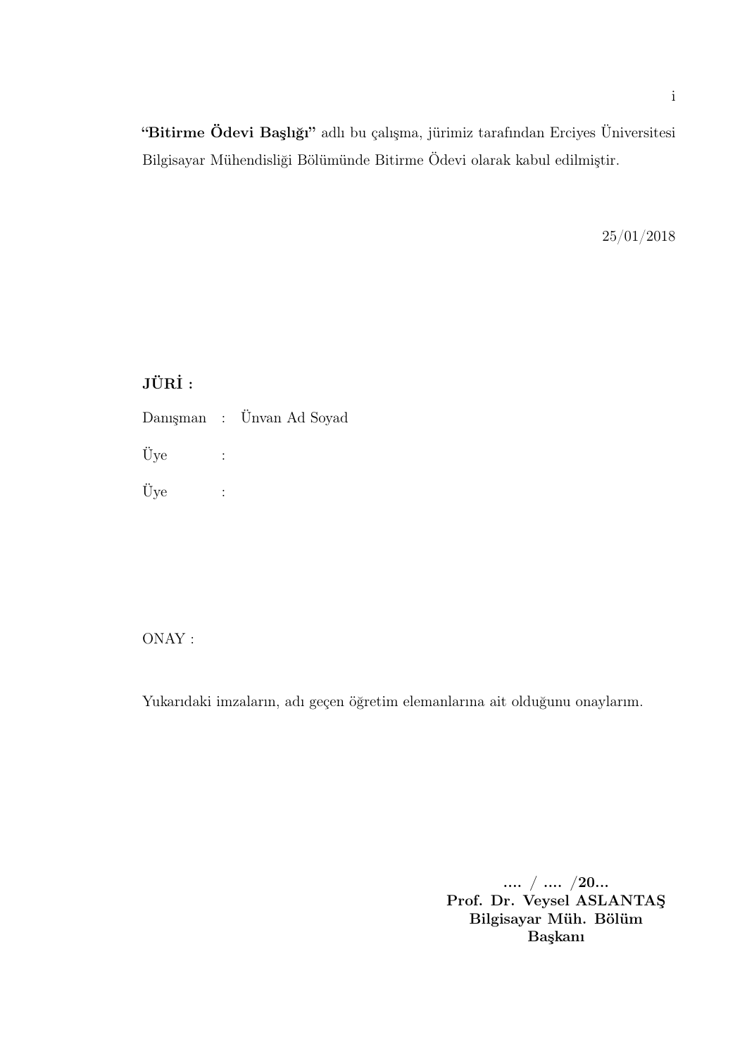**"Bitirme Ödevi Başlığı"** adlı bu çalışma, jürimiz tarafından Erciyes Üniversitesi Bilgisayar Mühendisliği Bölümünde Bitirme Ödevi olarak kabul edilmiştir.

25/01/2018

**JÜRİ :**

Danışman : Ünvan Ad Soyad

Üye :

Üye :

ONAY :

Yukarıdaki imzaların, adı geçen öğretim elemanlarına ait olduğunu onaylarım.

**.... / .... /20...**
**Prof. Dr. Veysel ASLANTAŞ**
**Bilgisayar Müh. Bölüm**
**Başkanı**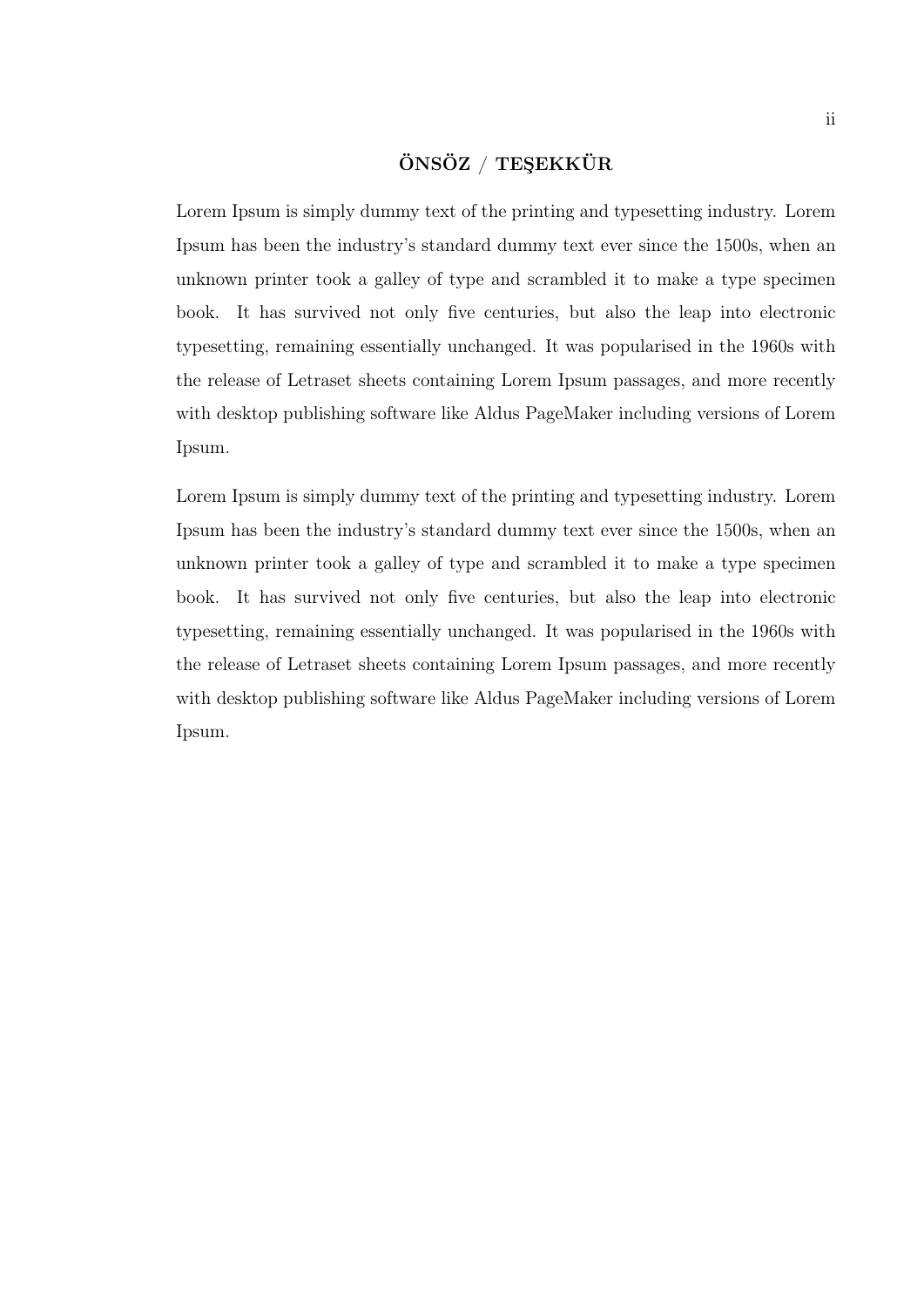## ÖNSÖZ / TEŞEKKÜR

Lorem Ipsum is simply dummy text of the printing and typesetting industry. Lorem Ipsum has been the industry's standard dummy text ever since the 1500s, when an unknown printer took a galley of type and scrambled it to make a type specimen book. It has survived not only five centuries, but also the leap into electronic typesetting, remaining essentially unchanged. It was popularised in the 1960s with the release of Letraset sheets containing Lorem Ipsum passages, and more recently with desktop publishing software like Aldus PageMaker including versions of Lorem Ipsum.

Lorem Ipsum is simply dummy text of the printing and typesetting industry. Lorem Ipsum has been the industry's standard dummy text ever since the 1500s, when an unknown printer took a galley of type and scrambled it to make a type specimen book. It has survived not only five centuries, but also the leap into electronic typesetting, remaining essentially unchanged. It was popularised in the 1960s with the release of Letraset sheets containing Lorem Ipsum passages, and more recently with desktop publishing software like Aldus PageMaker including versions of Lorem Ipsum.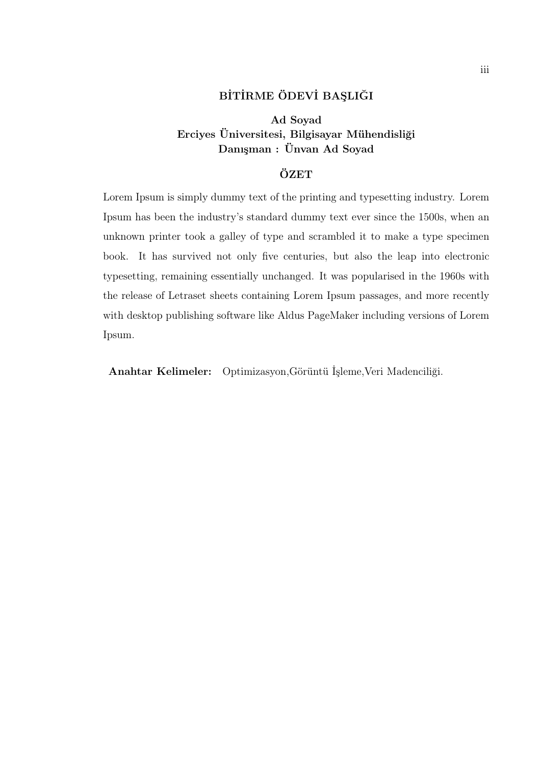# BİTİRME ÖDEVİ BAŞLIĞI

**Ad Soyad**
**Erciyes Üniversitesi, Bilgisayar Mühendisliği**
**Danışman : Ünvan Ad Soyad**

## ÖZET

Lorem Ipsum is simply dummy text of the printing and typesetting industry. Lorem Ipsum has been the industry's standard dummy text ever since the 1500s, when an unknown printer took a galley of type and scrambled it to make a type specimen book. It has survived not only five centuries, but also the leap into electronic typesetting, remaining essentially unchanged. It was popularised in the 1960s with the release of Letraset sheets containing Lorem Ipsum passages, and more recently with desktop publishing software like Aldus PageMaker including versions of Lorem Ipsum.

**Anahtar Kelimeler:** Optimizasyon,Görüntü İşleme,Veri Madenciliği.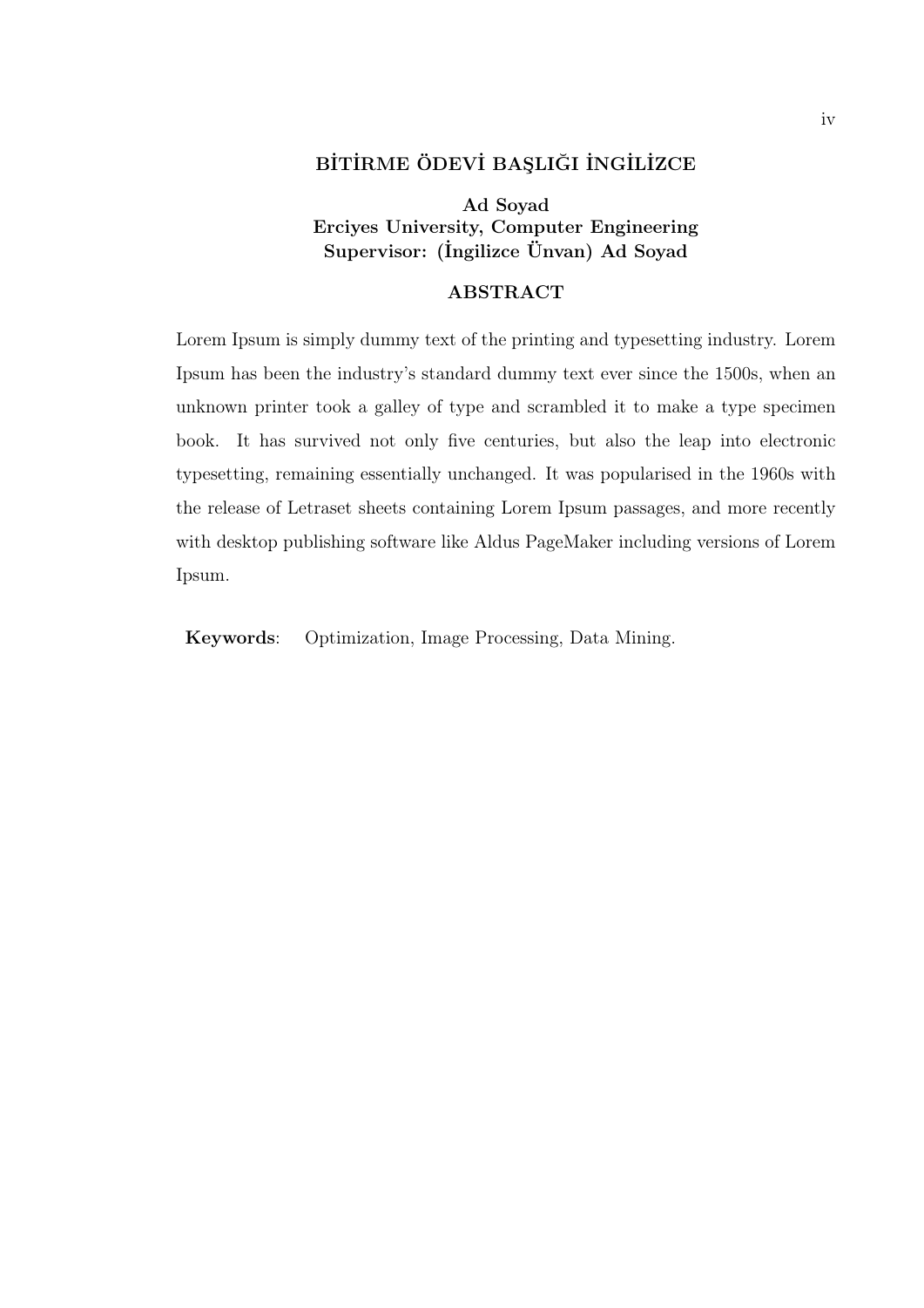**BİTİRME ÖDEVİ BAŞLIĞI İNGİLİZCE**

**Ad Soyad**
**Erciyes University, Computer Engineering**
**Supervisor: (İngilizce Ünvan) Ad Soyad**

## ABSTRACT

Lorem Ipsum is simply dummy text of the printing and typesetting industry. Lorem Ipsum has been the industry's standard dummy text ever since the 1500s, when an unknown printer took a galley of type and scrambled it to make a type specimen book. It has survived not only five centuries, but also the leap into electronic typesetting, remaining essentially unchanged. It was popularised in the 1960s with the release of Letraset sheets containing Lorem Ipsum passages, and more recently with desktop publishing software like Aldus PageMaker including versions of Lorem Ipsum.

**Keywords**: Optimization, Image Processing, Data Mining.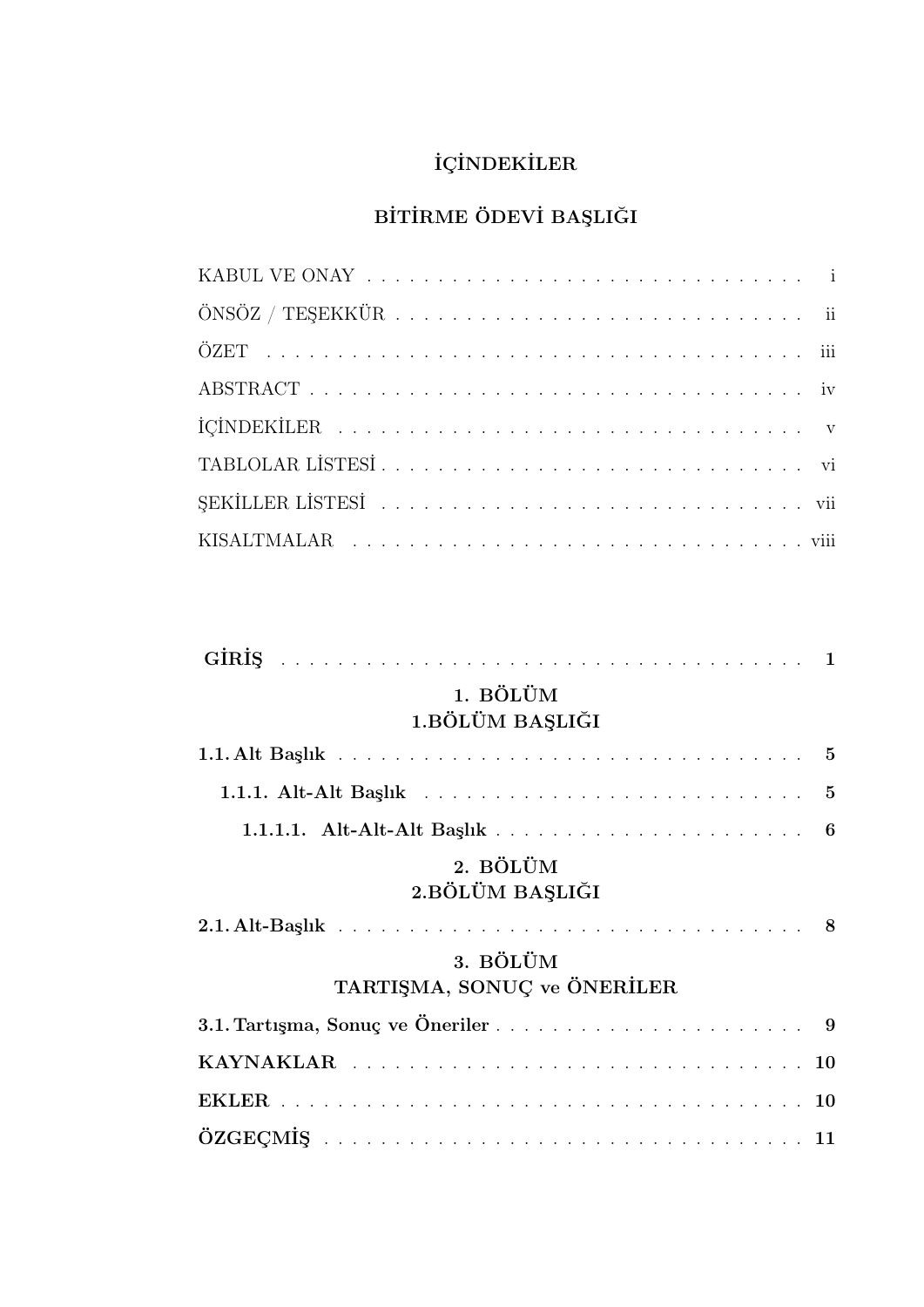# İÇİNDEKİLER

## BİTİRME ÖDEVİ BAŞLIĞI

KABUL VE ONAY . . . . . . . . . . . . . . . . . . . . . . . . . . . . . . . . i

ÖNSÖZ / TEŞEKKÜR . . . . . . . . . . . . . . . . . . . . . . . . . . . . . ii

ÖZET . . . . . . . . . . . . . . . . . . . . . . . . . . . . . . . . . . . . . iii

ABSTRACT . . . . . . . . . . . . . . . . . . . . . . . . . . . . . . . . . . iv

İÇİNDEKİLER . . . . . . . . . . . . . . . . . . . . . . . . . . . . . . . . v

TABLOLAR LİSTESİ . . . . . . . . . . . . . . . . . . . . . . . . . . . . . vi

ŞEKİLLER LİSTESİ . . . . . . . . . . . . . . . . . . . . . . . . . . . . . vii

KISALTMALAR . . . . . . . . . . . . . . . . . . . . . . . . . . . . . . . . viii

**GİRİŞ** . . . . . . . . . . . . . . . . . . . . . . . . . . . . . . . . . . . **1**

**1. BÖLÜM**
**1.BÖLÜM BAŞLIĞI**

**1.1. Alt Başlık** . . . . . . . . . . . . . . . . . . . . . . . . . . . . . . . **5**

**1.1.1. Alt-Alt Başlık** . . . . . . . . . . . . . . . . . . . . . . . . . . . **5**

**1.1.1.1. Alt-Alt-Alt Başlık** . . . . . . . . . . . . . . . . . . . . . . . **6**

**2. BÖLÜM**
**2.BÖLÜM BAŞLIĞI**

**2.1. Alt-Başlık** . . . . . . . . . . . . . . . . . . . . . . . . . . . . . . . **8**

**3. BÖLÜM**
**TARTIŞMA, SONUÇ ve ÖNERİLER**

**3.1. Tartışma, Sonuç ve Öneriler** . . . . . . . . . . . . . . . . . . . . . **9**

**KAYNAKLAR** . . . . . . . . . . . . . . . . . . . . . . . . . . . . . . . . **10**

**EKLER** . . . . . . . . . . . . . . . . . . . . . . . . . . . . . . . . . . . **10**

**ÖZGEÇMİŞ** . . . . . . . . . . . . . . . . . . . . . . . . . . . . . . . . **11**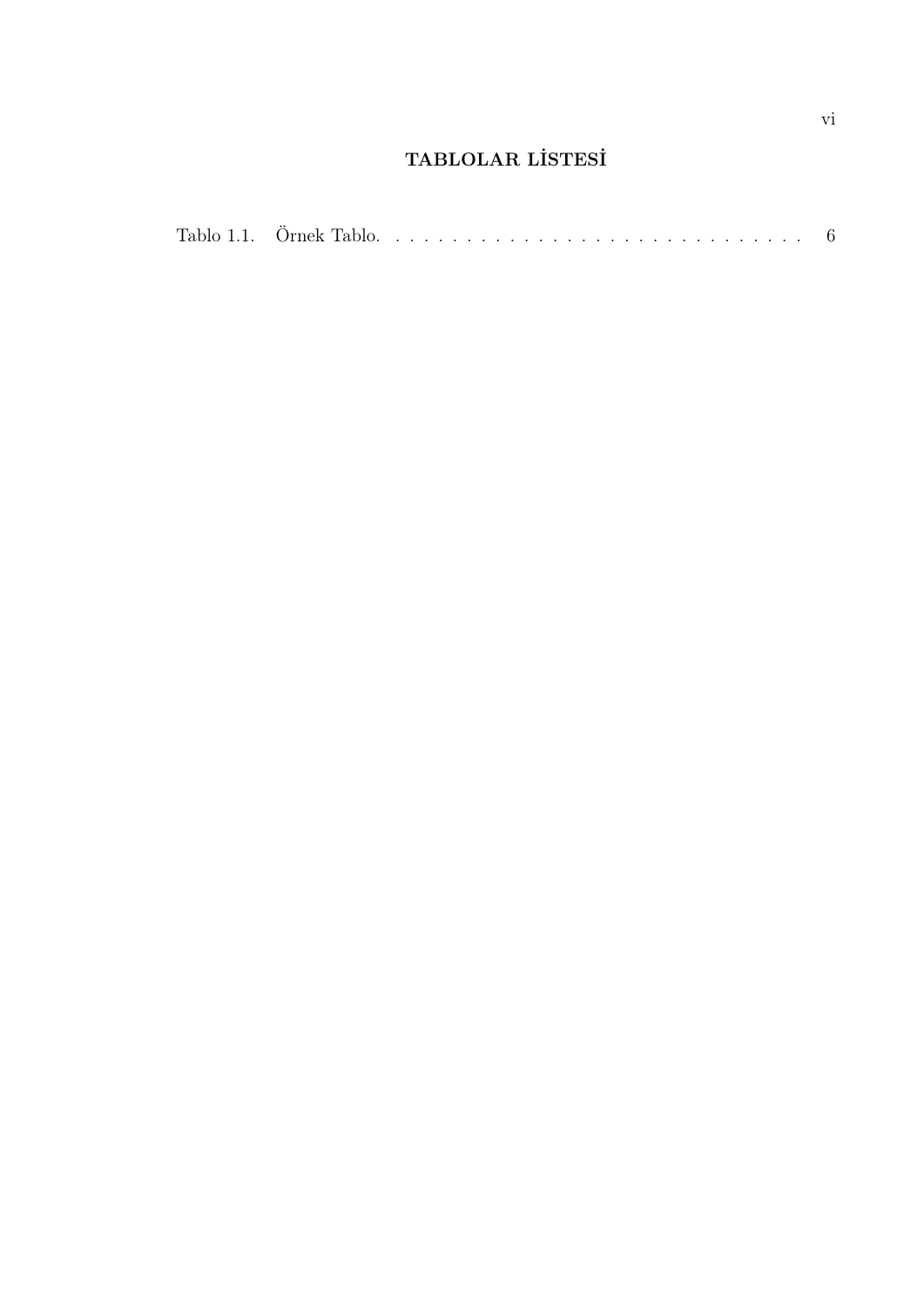# TABLOLAR LİSTESİ

Tablo 1.1. Örnek Tablo. . . . . . . . . . . . . . . . . . . . . . . . . . . . . . . 6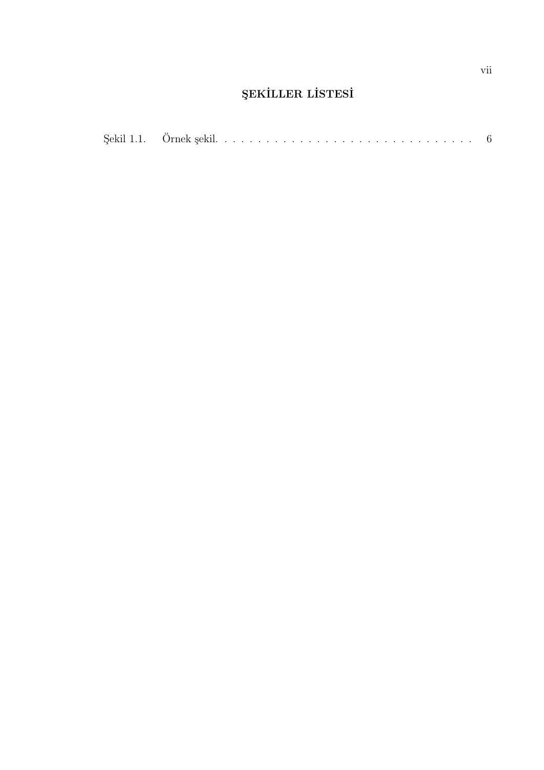# ŞEKİLLER LİSTESİ

Şekil 1.1. Örnek şekil. . . . . . . . . . . . . . . . . . . . . . . . . . . . . . . 6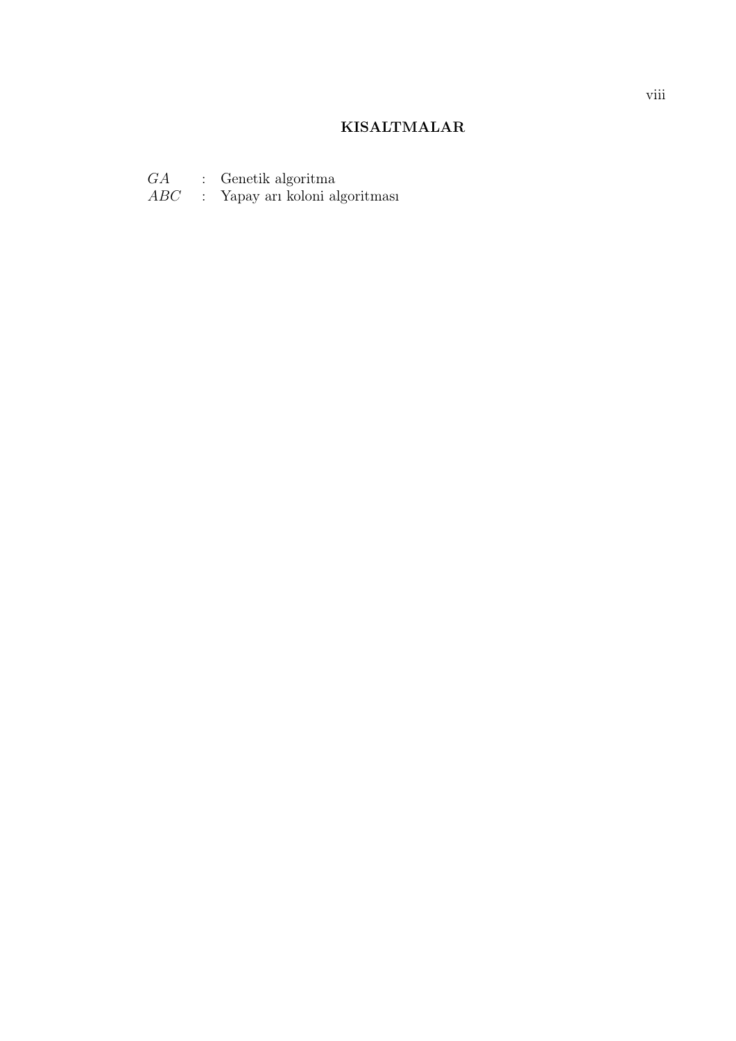## KISALTMALAR

$GA$ : Genetik algoritma
$ABC$ : Yapay arı koloni algoritması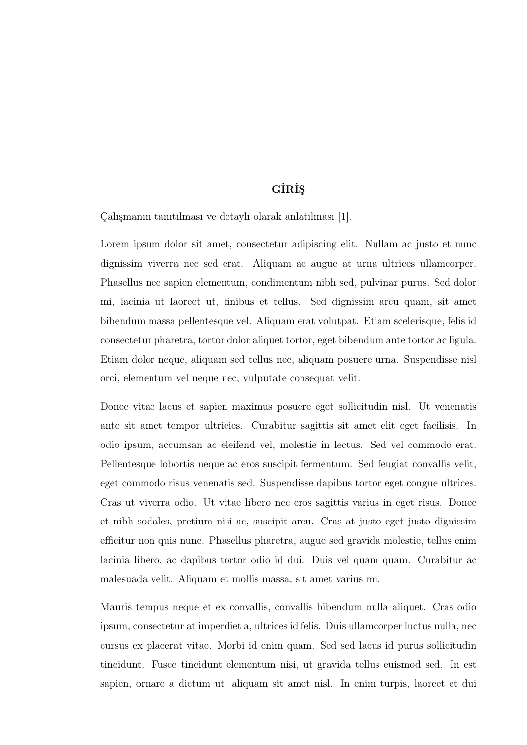# GİRİŞ

Çalışmanın tanıtılması ve detaylı olarak anlatılması [1].

Lorem ipsum dolor sit amet, consectetur adipiscing elit. Nullam ac justo et nunc dignissim viverra nec sed erat. Aliquam ac augue at urna ultrices ullamcorper. Phasellus nec sapien elementum, condimentum nibh sed, pulvinar purus. Sed dolor mi, lacinia ut laoreet ut, finibus et tellus. Sed dignissim arcu quam, sit amet bibendum massa pellentesque vel. Aliquam erat volutpat. Etiam scelerisque, felis id consectetur pharetra, tortor dolor aliquet tortor, eget bibendum ante tortor ac ligula. Etiam dolor neque, aliquam sed tellus nec, aliquam posuere urna. Suspendisse nisl orci, elementum vel neque nec, vulputate consequat velit.

Donec vitae lacus et sapien maximus posuere eget sollicitudin nisl. Ut venenatis ante sit amet tempor ultricies. Curabitur sagittis sit amet elit eget facilisis. In odio ipsum, accumsan ac eleifend vel, molestie in lectus. Sed vel commodo erat. Pellentesque lobortis neque ac eros suscipit fermentum. Sed feugiat convallis velit, eget commodo risus venenatis sed. Suspendisse dapibus tortor eget congue ultrices. Cras ut viverra odio. Ut vitae libero nec eros sagittis varius in eget risus. Donec et nibh sodales, pretium nisi ac, suscipit arcu. Cras at justo eget justo dignissim efficitur non quis nunc. Phasellus pharetra, augue sed gravida molestie, tellus enim lacinia libero, ac dapibus tortor odio id dui. Duis vel quam quam. Curabitur ac malesuada velit. Aliquam et mollis massa, sit amet varius mi.

Mauris tempus neque et ex convallis, convallis bibendum nulla aliquet. Cras odio ipsum, consectetur at imperdiet a, ultrices id felis. Duis ullamcorper luctus nulla, nec cursus ex placerat vitae. Morbi id enim quam. Sed sed lacus id purus sollicitudin tincidunt. Fusce tincidunt elementum nisi, ut gravida tellus euismod sed. In est sapien, ornare a dictum ut, aliquam sit amet nisl. In enim turpis, laoreet et dui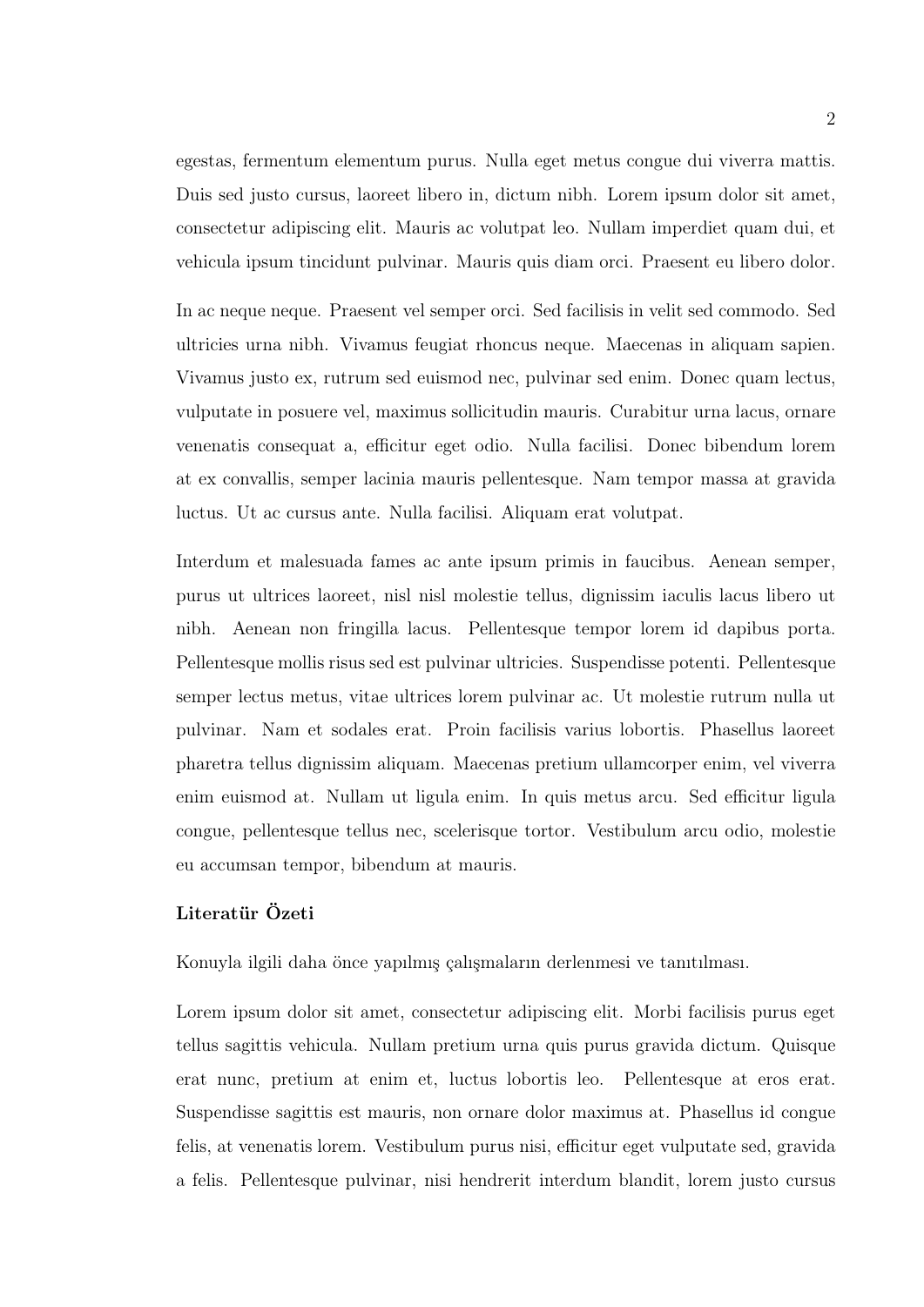egestas, fermentum elementum purus. Nulla eget metus congue dui viverra mattis. Duis sed justo cursus, laoreet libero in, dictum nibh. Lorem ipsum dolor sit amet, consectetur adipiscing elit. Mauris ac volutpat leo. Nullam imperdiet quam dui, et vehicula ipsum tincidunt pulvinar. Mauris quis diam orci. Praesent eu libero dolor.

In ac neque neque. Praesent vel semper orci. Sed facilisis in velit sed commodo. Sed ultricies urna nibh. Vivamus feugiat rhoncus neque. Maecenas in aliquam sapien. Vivamus justo ex, rutrum sed euismod nec, pulvinar sed enim. Donec quam lectus, vulputate in posuere vel, maximus sollicitudin mauris. Curabitur urna lacus, ornare venenatis consequat a, efficitur eget odio. Nulla facilisi. Donec bibendum lorem at ex convallis, semper lacinia mauris pellentesque. Nam tempor massa at gravida luctus. Ut ac cursus ante. Nulla facilisi. Aliquam erat volutpat.

Interdum et malesuada fames ac ante ipsum primis in faucibus. Aenean semper, purus ut ultrices laoreet, nisl nisl molestie tellus, dignissim iaculis lacus libero ut nibh. Aenean non fringilla lacus. Pellentesque tempor lorem id dapibus porta. Pellentesque mollis risus sed est pulvinar ultricies. Suspendisse potenti. Pellentesque semper lectus metus, vitae ultrices lorem pulvinar ac. Ut molestie rutrum nulla ut pulvinar. Nam et sodales erat. Proin facilisis varius lobortis. Phasellus laoreet pharetra tellus dignissim aliquam. Maecenas pretium ullamcorper enim, vel viverra enim euismod at. Nullam ut ligula enim. In quis metus arcu. Sed efficitur ligula congue, pellentesque tellus nec, scelerisque tortor. Vestibulum arcu odio, molestie eu accumsan tempor, bibendum at mauris.

### Literatür Özeti

Konuyla ilgili daha önce yapılmış çalışmaların derlenmesi ve tanıtılması.

Lorem ipsum dolor sit amet, consectetur adipiscing elit. Morbi facilisis purus eget tellus sagittis vehicula. Nullam pretium urna quis purus gravida dictum. Quisque erat nunc, pretium at enim et, luctus lobortis leo. Pellentesque at eros erat. Suspendisse sagittis est mauris, non ornare dolor maximus at. Phasellus id congue felis, at venenatis lorem. Vestibulum purus nisi, efficitur eget vulputate sed, gravida a felis. Pellentesque pulvinar, nisi hendrerit interdum blandit, lorem justo cursus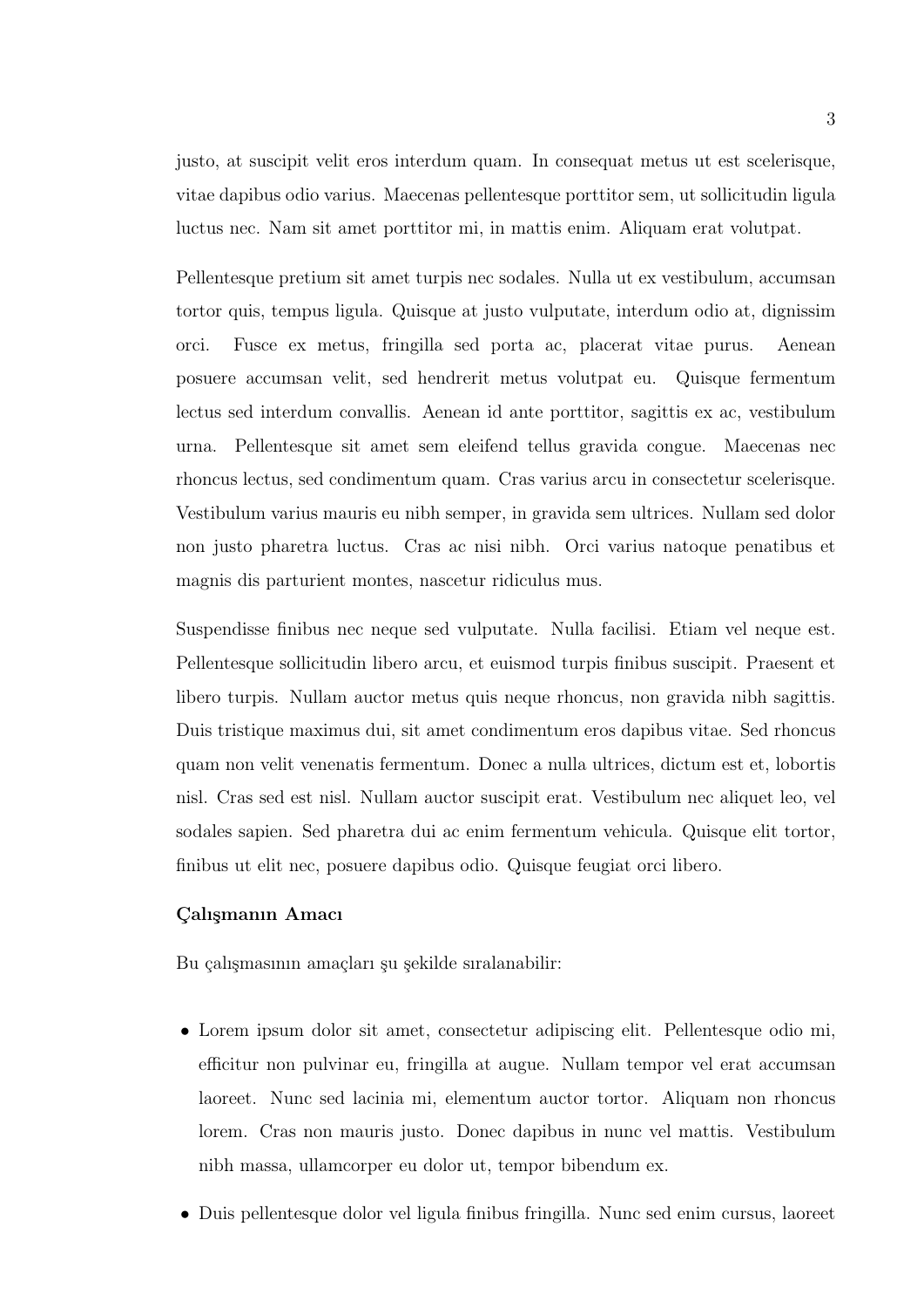justo, at suscipit velit eros interdum quam. In consequat metus ut est scelerisque, vitae dapibus odio varius. Maecenas pellentesque porttitor sem, ut sollicitudin ligula luctus nec. Nam sit amet porttitor mi, in mattis enim. Aliquam erat volutpat.

Pellentesque pretium sit amet turpis nec sodales. Nulla ut ex vestibulum, accumsan tortor quis, tempus ligula. Quisque at justo vulputate, interdum odio at, dignissim orci. Fusce ex metus, fringilla sed porta ac, placerat vitae purus. Aenean posuere accumsan velit, sed hendrerit metus volutpat eu. Quisque fermentum lectus sed interdum convallis. Aenean id ante porttitor, sagittis ex ac, vestibulum urna. Pellentesque sit amet sem eleifend tellus gravida congue. Maecenas nec rhoncus lectus, sed condimentum quam. Cras varius arcu in consectetur scelerisque. Vestibulum varius mauris eu nibh semper, in gravida sem ultrices. Nullam sed dolor non justo pharetra luctus. Cras ac nisi nibh. Orci varius natoque penatibus et magnis dis parturient montes, nascetur ridiculus mus.

Suspendisse finibus nec neque sed vulputate. Nulla facilisi. Etiam vel neque est. Pellentesque sollicitudin libero arcu, et euismod turpis finibus suscipit. Praesent et libero turpis. Nullam auctor metus quis neque rhoncus, non gravida nibh sagittis. Duis tristique maximus dui, sit amet condimentum eros dapibus vitae. Sed rhoncus quam non velit venenatis fermentum. Donec a nulla ultrices, dictum est et, lobortis nisl. Cras sed est nisl. Nullam auctor suscipit erat. Vestibulum nec aliquet leo, vel sodales sapien. Sed pharetra dui ac enim fermentum vehicula. Quisque elit tortor, finibus ut elit nec, posuere dapibus odio. Quisque feugiat orci libero.

### Çalışmanın Amacı

Bu çalışmasının amaçları şu şekilde sıralanabilir:

- Lorem ipsum dolor sit amet, consectetur adipiscing elit. Pellentesque odio mi, efficitur non pulvinar eu, fringilla at augue. Nullam tempor vel erat accumsan laoreet. Nunc sed lacinia mi, elementum auctor tortor. Aliquam non rhoncus lorem. Cras non mauris justo. Donec dapibus in nunc vel mattis. Vestibulum nibh massa, ullamcorper eu dolor ut, tempor bibendum ex.
- Duis pellentesque dolor vel ligula finibus fringilla. Nunc sed enim cursus, laoreet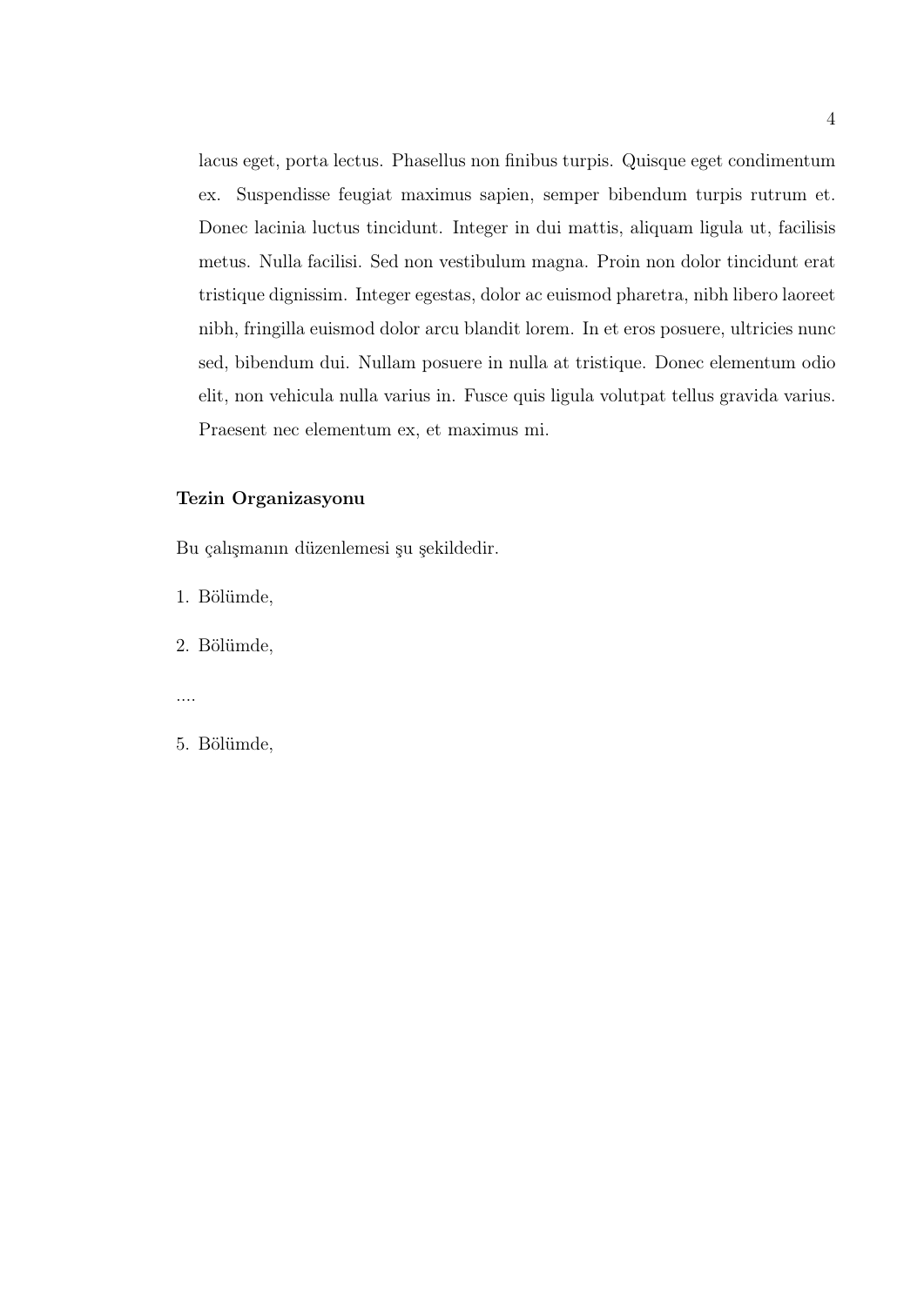lacus eget, porta lectus. Phasellus non finibus turpis. Quisque eget condimentum ex. Suspendisse feugiat maximus sapien, semper bibendum turpis rutrum et. Donec lacinia luctus tincidunt. Integer in dui mattis, aliquam ligula ut, facilisis metus. Nulla facilisi. Sed non vestibulum magna. Proin non dolor tincidunt erat tristique dignissim. Integer egestas, dolor ac euismod pharetra, nibh libero laoreet nibh, fringilla euismod dolor arcu blandit lorem. In et eros posuere, ultricies nunc sed, bibendum dui. Nullam posuere in nulla at tristique. Donec elementum odio elit, non vehicula nulla varius in. Fusce quis ligula volutpat tellus gravida varius. Praesent nec elementum ex, et maximus mi.

**Tezin Organizasyonu**

Bu çalışmanın düzenlemesi şu şekildedir.

1\. Bölümde,

2\. Bölümde,

....

5\. Bölümde,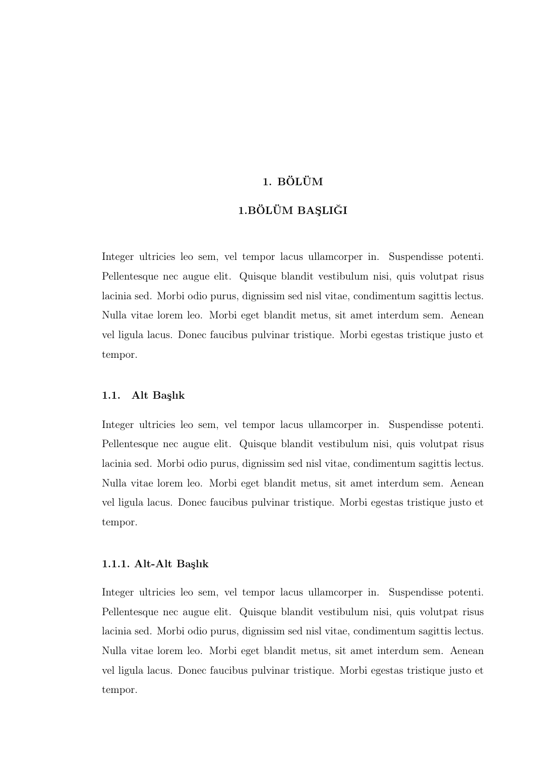# 1. BÖLÜM

# 1.BÖLÜM BAŞLIĞI

Integer ultricies leo sem, vel tempor lacus ullamcorper in. Suspendisse potenti. Pellentesque nec augue elit. Quisque blandit vestibulum nisi, quis volutpat risus lacinia sed. Morbi odio purus, dignissim sed nisl vitae, condimentum sagittis lectus. Nulla vitae lorem leo. Morbi eget blandit metus, sit amet interdum sem. Aenean vel ligula lacus. Donec faucibus pulvinar tristique. Morbi egestas tristique justo et tempor.

## 1.1. Alt Başlık

Integer ultricies leo sem, vel tempor lacus ullamcorper in. Suspendisse potenti. Pellentesque nec augue elit. Quisque blandit vestibulum nisi, quis volutpat risus lacinia sed. Morbi odio purus, dignissim sed nisl vitae, condimentum sagittis lectus. Nulla vitae lorem leo. Morbi eget blandit metus, sit amet interdum sem. Aenean vel ligula lacus. Donec faucibus pulvinar tristique. Morbi egestas tristique justo et tempor.

### 1.1.1. Alt-Alt Başlık

Integer ultricies leo sem, vel tempor lacus ullamcorper in. Suspendisse potenti. Pellentesque nec augue elit. Quisque blandit vestibulum nisi, quis volutpat risus lacinia sed. Morbi odio purus, dignissim sed nisl vitae, condimentum sagittis lectus. Nulla vitae lorem leo. Morbi eget blandit metus, sit amet interdum sem. Aenean vel ligula lacus. Donec faucibus pulvinar tristique. Morbi egestas tristique justo et tempor.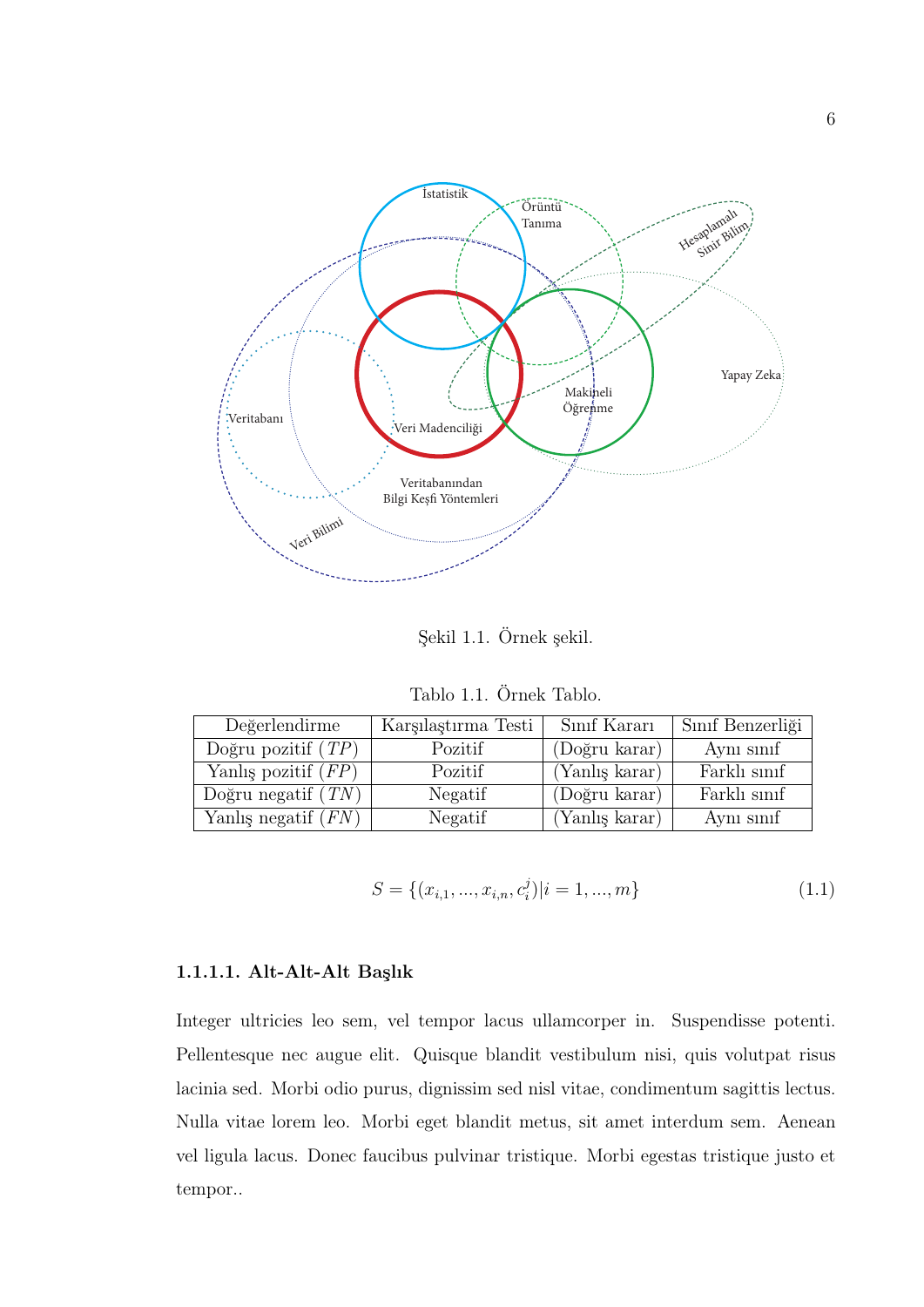Şekil 1.1. Örnek şekil.

Tablo 1.1. Örnek Tablo.

| Değerlendirme | Karşılaştırma Testi | Sınıf Kararı | Sınıf Benzerliği |
|---|---|---|---|
| Doğru pozitif ($TP$) | Pozitif | (Doğru karar) | Aynı sınıf |
| Yanlış pozitif ($FP$) | Pozitif | (Yanlış karar) | Farklı sınıf |
| Doğru negatif ($TN$) | Negatif | (Doğru karar) | Farklı sınıf |
| Yanlış negatif ($FN$) | Negatif | (Yanlış karar) | Aynı sınıf |

$$S = \{(x_{i,1}, ..., x_{i,n}, c_i^j)|i = 1, ..., m\} \tag{1.1}$$

#### 1.1.1.1. Alt-Alt-Alt Başlık

Integer ultricies leo sem, vel tempor lacus ullamcorper in. Suspendisse potenti. Pellentesque nec augue elit. Quisque blandit vestibulum nisi, quis volutpat risus lacinia sed. Morbi odio purus, dignissim sed nisl vitae, condimentum sagittis lectus. Nulla vitae lorem leo. Morbi eget blandit metus, sit amet interdum sem. Aenean vel ligula lacus. Donec faucibus pulvinar tristique. Morbi egestas tristique justo et tempor..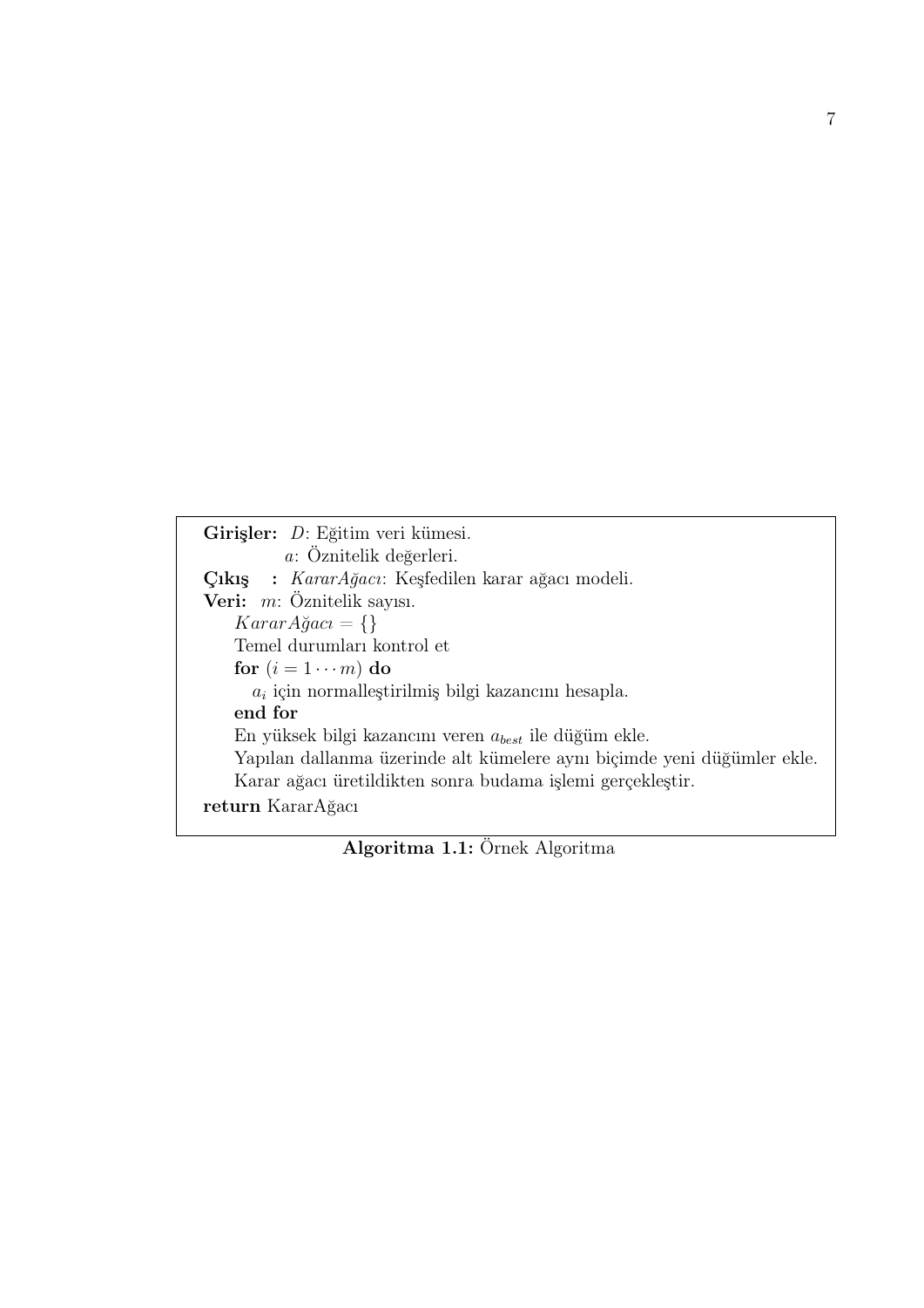```
Girişler:  D: Eğitim veri kümesi.
           a: Öznitelik değerleri.
Çıkış   :  KararAğacı: Keşfedilen karar ağacı modeli.
Veri:  m: Öznitelik sayısı.
    KararAğacı = {}
    Temel durumları kontrol et
    for (i = 1 ··· m) do
        a_i için normalleştirilmiş bilgi kazancını hesapla.
    end for
    En yüksek bilgi kazancını veren a_best ile düğüm ekle.
    Yapılan dallanma üzerinde alt kümelere aynı biçimde yeni düğümler ekle.
    Karar ağacı üretildikten sonra budama işlemi gerçekleştir.
return KararAğacı
```

**Algoritma 1.1:** Örnek Algoritma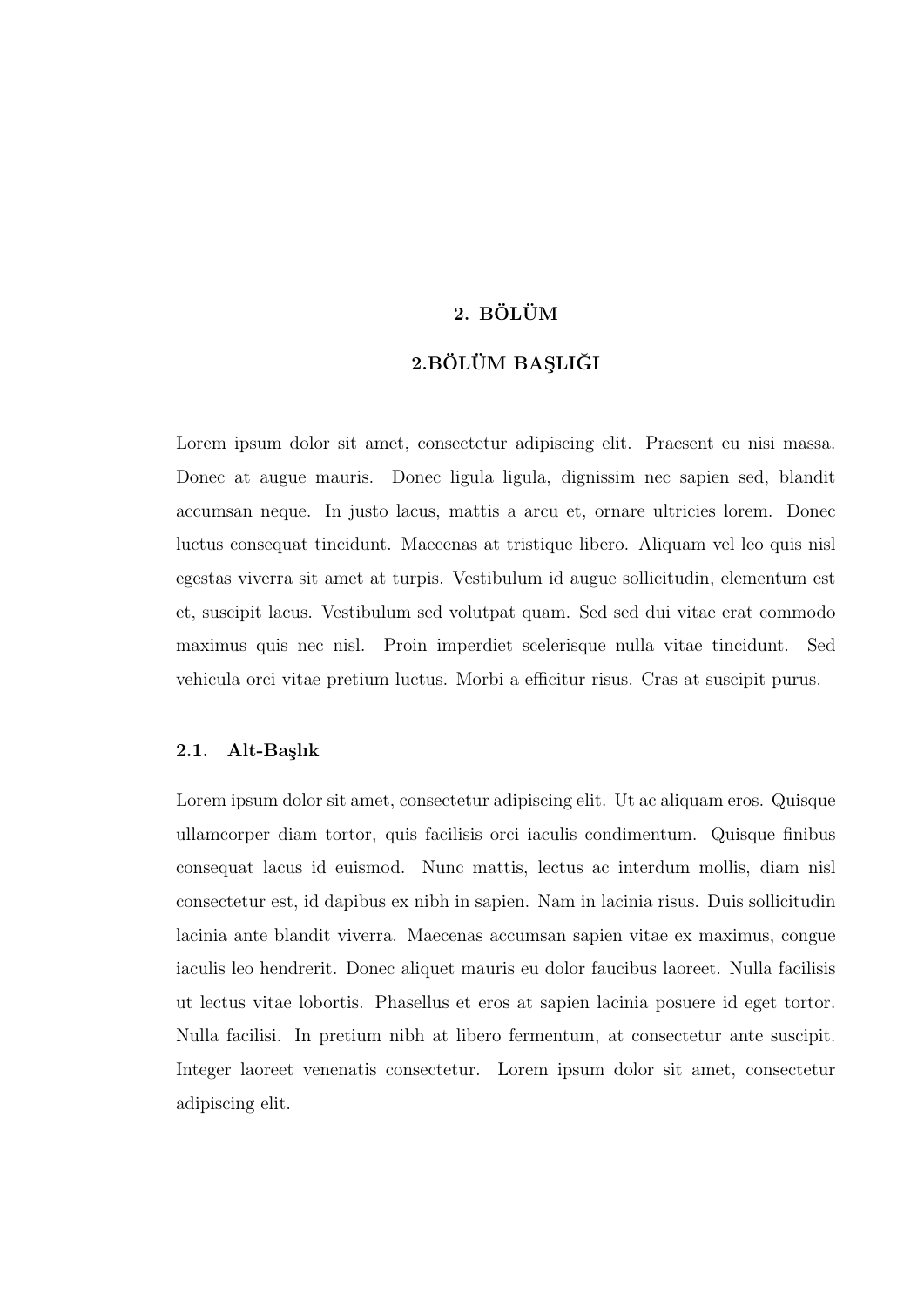# 2. BÖLÜM

# 2.BÖLÜM BAŞLIĞI

Lorem ipsum dolor sit amet, consectetur adipiscing elit. Praesent eu nisi massa. Donec at augue mauris. Donec ligula ligula, dignissim nec sapien sed, blandit accumsan neque. In justo lacus, mattis a arcu et, ornare ultricies lorem. Donec luctus consequat tincidunt. Maecenas at tristique libero. Aliquam vel leo quis nisl egestas viverra sit amet at turpis. Vestibulum id augue sollicitudin, elementum est et, suscipit lacus. Vestibulum sed volutpat quam. Sed sed dui vitae erat commodo maximus quis nec nisl. Proin imperdiet scelerisque nulla vitae tincidunt. Sed vehicula orci vitae pretium luctus. Morbi a efficitur risus. Cras at suscipit purus.

## 2.1. Alt-Başlık

Lorem ipsum dolor sit amet, consectetur adipiscing elit. Ut ac aliquam eros. Quisque ullamcorper diam tortor, quis facilisis orci iaculis condimentum. Quisque finibus consequat lacus id euismod. Nunc mattis, lectus ac interdum mollis, diam nisl consectetur est, id dapibus ex nibh in sapien. Nam in lacinia risus. Duis sollicitudin lacinia ante blandit viverra. Maecenas accumsan sapien vitae ex maximus, congue iaculis leo hendrerit. Donec aliquet mauris eu dolor faucibus laoreet. Nulla facilisis ut lectus vitae lobortis. Phasellus et eros at sapien lacinia posuere id eget tortor. Nulla facilisi. In pretium nibh at libero fermentum, at consectetur ante suscipit. Integer laoreet venenatis consectetur. Lorem ipsum dolor sit amet, consectetur adipiscing elit.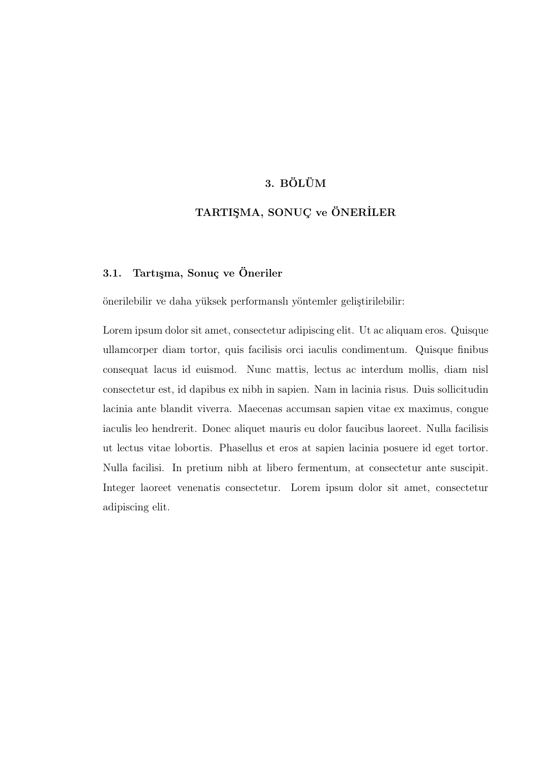# 3. BÖLÜM

# TARTIŞMA, SONUÇ ve ÖNERİLER

## 3.1. Tartışma, Sonuç ve Öneriler

önerilebilir ve daha yüksek performanslı yöntemler geliştirilebilir:

Lorem ipsum dolor sit amet, consectetur adipiscing elit. Ut ac aliquam eros. Quisque ullamcorper diam tortor, quis facilisis orci iaculis condimentum. Quisque finibus consequat lacus id euismod. Nunc mattis, lectus ac interdum mollis, diam nisl consectetur est, id dapibus ex nibh in sapien. Nam in lacinia risus. Duis sollicitudin lacinia ante blandit viverra. Maecenas accumsan sapien vitae ex maximus, congue iaculis leo hendrerit. Donec aliquet mauris eu dolor faucibus laoreet. Nulla facilisis ut lectus vitae lobortis. Phasellus et eros at sapien lacinia posuere id eget tortor. Nulla facilisi. In pretium nibh at libero fermentum, at consectetur ante suscipit. Integer laoreet venenatis consectetur. Lorem ipsum dolor sit amet, consectetur adipiscing elit.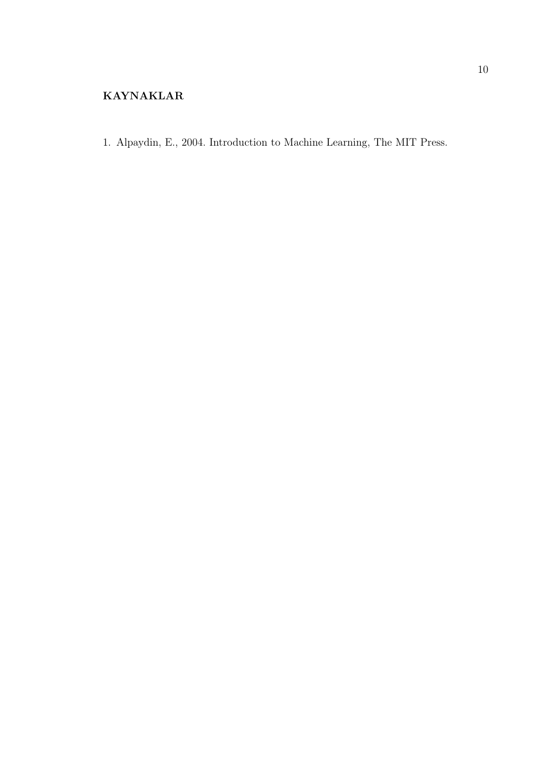## KAYNAKLAR

1. Alpaydin, E., 2004. Introduction to Machine Learning, The MIT Press.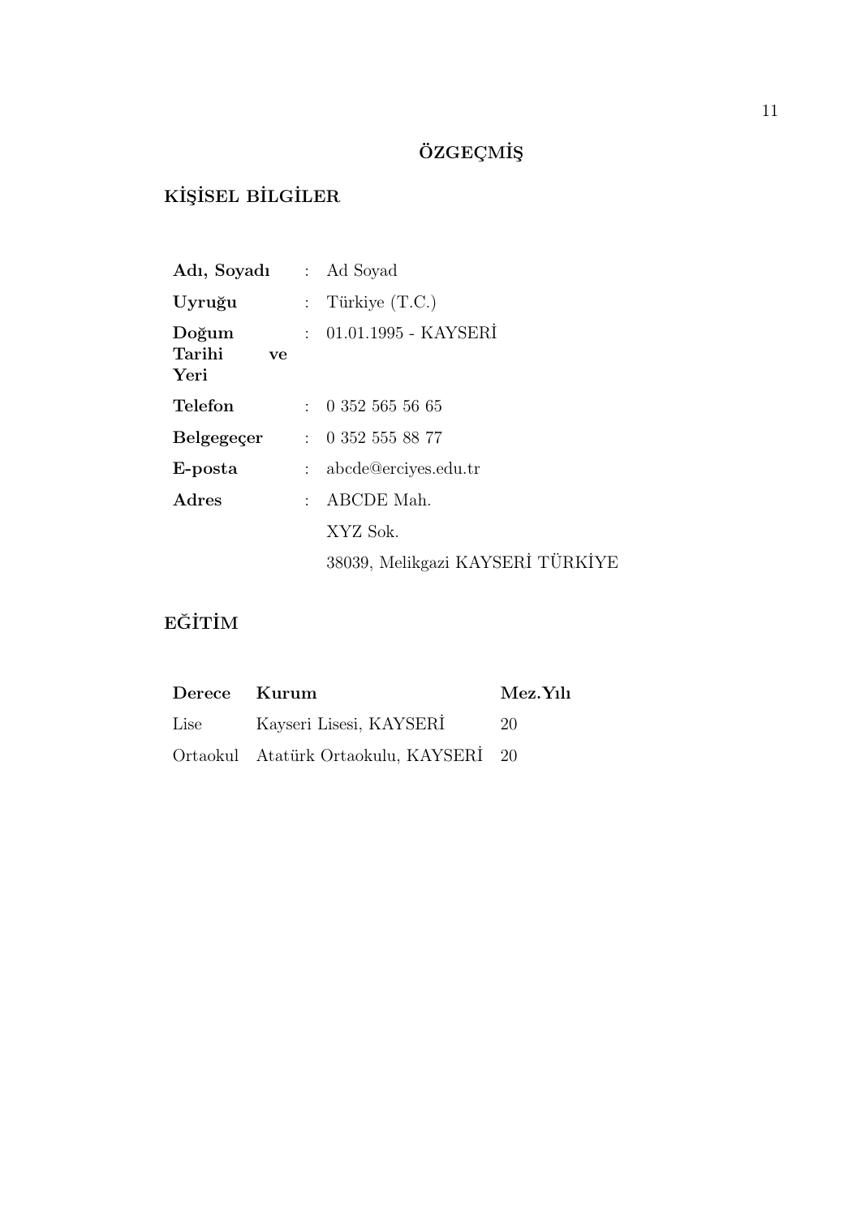# ÖZGEÇMİŞ

## KİŞİSEL BİLGİLER

| | | |
|---|---|---|
| **Adı, Soyadı** | : | Ad Soyad |
| **Uyruğu** | : | Türkiye (T.C.) |
| **Doğum Tarihi ve Yeri** | : | 01.01.1995 - KAYSERİ |
| **Telefon** | : | 0 352 565 56 65 |
| **Belgegeçer** | : | 0 352 555 88 77 |
| **E-posta** | : | abcde@erciyes.edu.tr |
| **Adres** | : | ABCDE Mah. |
| | | XYZ Sok. |
| | | 38039, Melikgazi KAYSERİ TÜRKİYE |

## EĞİTİM

| **Derece** | **Kurum** | **Mez.Yılı** |
|---|---|---|
| Lise | Kayseri Lisesi, KAYSERİ | 20 |
| Ortaokul | Atatürk Ortaokulu, KAYSERİ | 20 |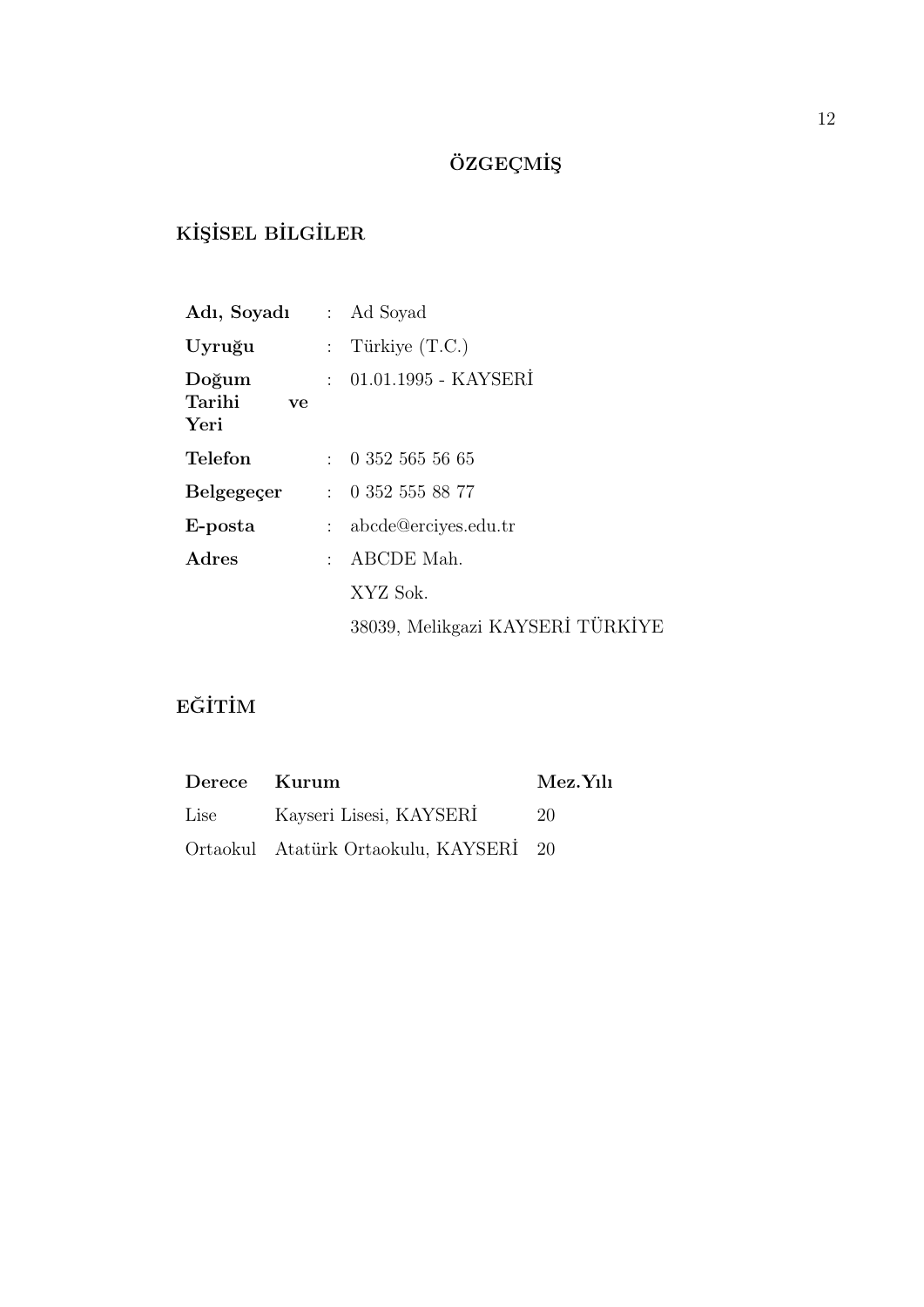# ÖZGEÇMİŞ

## KİŞİSEL BİLGİLER

| | | |
|---|---|---|
| **Adı, Soyadı** | : | Ad Soyad |
| **Uyruğu** | : | Türkiye (T.C.) |
| **Doğum Tarihi ve Yeri** | : | 01.01.1995 - KAYSERİ |
| **Telefon** | : | 0 352 565 56 65 |
| **Belgegeçer** | : | 0 352 555 88 77 |
| **E-posta** | : | abcde@erciyes.edu.tr |
| **Adres** | : | ABCDE Mah. |
| | | XYZ Sok. |
| | | 38039, Melikgazi KAYSERİ TÜRKİYE |

## EĞİTİM

| **Derece** | **Kurum** | **Mez.Yılı** |
|---|---|---|
| Lise | Kayseri Lisesi, KAYSERİ | 20 |
| Ortaokul | Atatürk Ortaokulu, KAYSERİ | 20 |